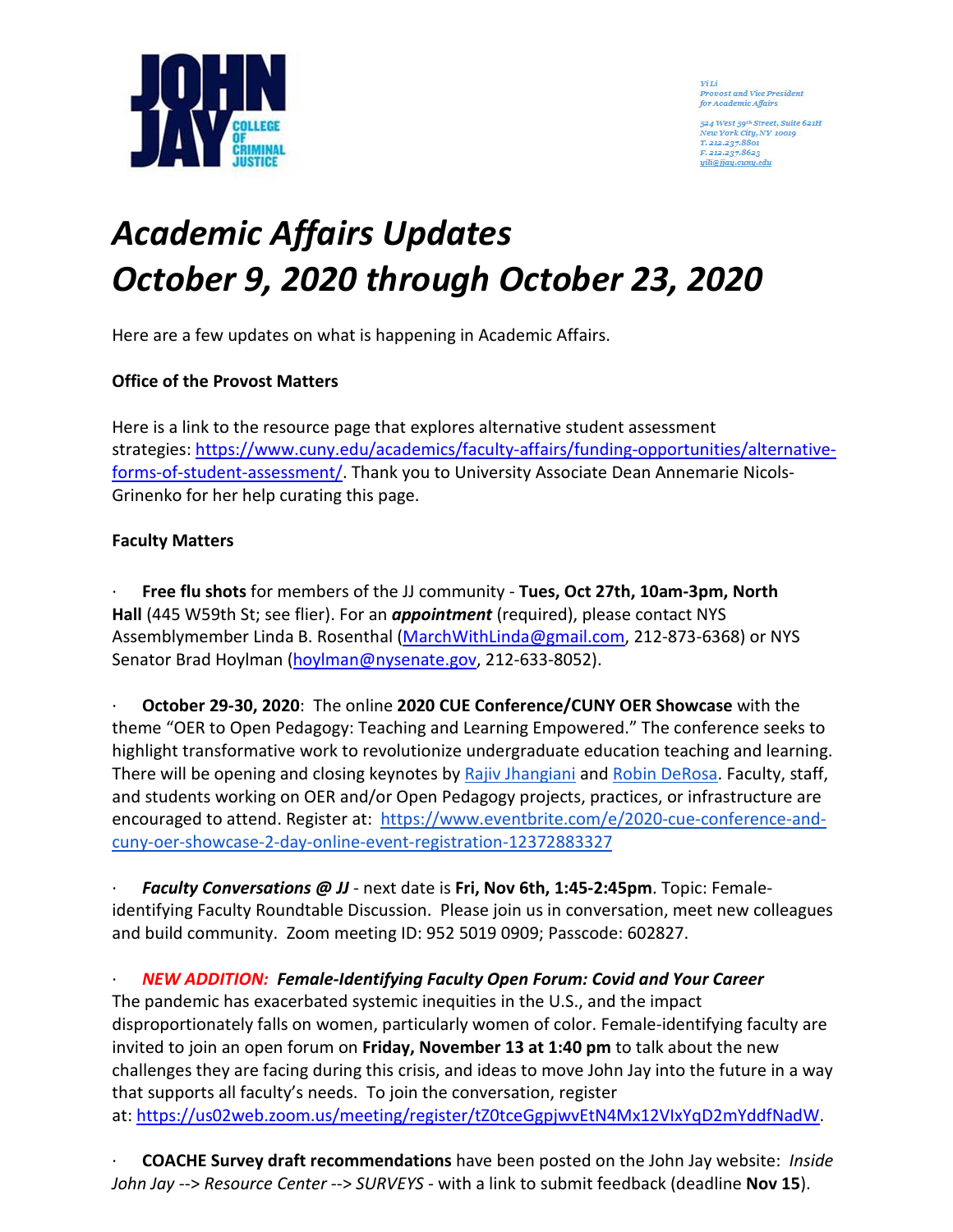JOHN JAY COLLEGE OF CRIMINAL JUSTICE

*Yi Li*
*Provost and Vice President for Academic Affairs*

*524 West 59th Street, Suite 621H*
*New York City, NY 10019*
*T. 212.237.8801*
*F. 212.237.8623*
*yili@jjay.cuny.edu*

# *Academic Affairs Updates October 9, 2020 through October 23, 2020*

Here are a few updates on what is happening in Academic Affairs.

**Office of the Provost Matters**

Here is a link to the resource page that explores alternative student assessment strategies: https://www.cuny.edu/academics/faculty-affairs/funding-opportunities/alternative-forms-of-student-assessment/. Thank you to University Associate Dean Annemarie Nicols-Grinenko for her help curating this page.

**Faculty Matters**

- **Free flu shots** for members of the JJ community - **Tues, Oct 27th, 10am-3pm, North Hall** (445 W59th St; see flier). For an ***appointment*** (required), please contact NYS Assemblymember Linda B. Rosenthal (MarchWithLinda@gmail.com, 212-873-6368) or NYS Senator Brad Hoylman (hoylman@nysenate.gov, 212-633-8052).

- **October 29-30, 2020**: The online **2020 CUE Conference/CUNY OER Showcase** with the theme "OER to Open Pedagogy: Teaching and Learning Empowered." The conference seeks to highlight transformative work to revolutionize undergraduate education teaching and learning. There will be opening and closing keynotes by Rajiv Jhangiani and Robin DeRosa. Faculty, staff, and students working on OER and/or Open Pedagogy projects, practices, or infrastructure are encouraged to attend. Register at: https://www.eventbrite.com/e/2020-cue-conference-and-cuny-oer-showcase-2-day-online-event-registration-12372883327

- ***Faculty Conversations @ JJ*** - next date is **Fri, Nov 6th, 1:45-2:45pm**. Topic: Female-identifying Faculty Roundtable Discussion. Please join us in conversation, meet new colleagues and build community. Zoom meeting ID: 952 5019 0909; Passcode: 602827.

- ***NEW ADDITION: Female-Identifying Faculty Open Forum: Covid and Your Career***
The pandemic has exacerbated systemic inequities in the U.S., and the impact disproportionately falls on women, particularly women of color. Female-identifying faculty are invited to join an open forum on **Friday, November 13 at 1:40 pm** to talk about the new challenges they are facing during this crisis, and ideas to move John Jay into the future in a way that supports all faculty's needs. To join the conversation, register at: https://us02web.zoom.us/meeting/register/tZ0tceGgpjwvEtN4Mx12VIxYqD2mYddfNadW.

- **COACHE Survey draft recommendations** have been posted on the John Jay website: *Inside John Jay --> Resource Center --> SURVEYS* - with a link to submit feedback (deadline **Nov 15**).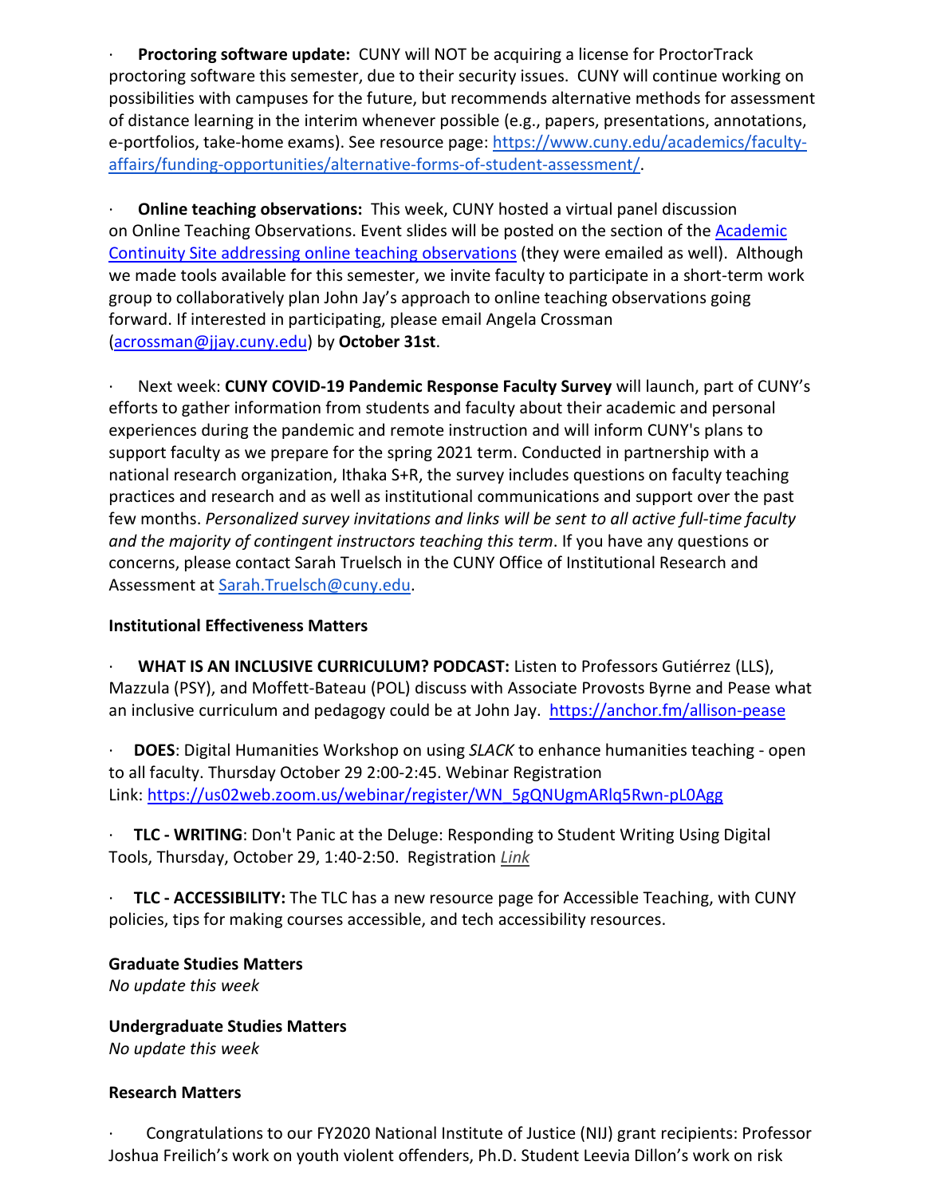- **Proctoring software update:** CUNY will NOT be acquiring a license for ProctorTrack proctoring software this semester, due to their security issues. CUNY will continue working on possibilities with campuses for the future, but recommends alternative methods for assessment of distance learning in the interim whenever possible (e.g., papers, presentations, annotations, e-portfolios, take-home exams). See resource page: [https://www.cuny.edu/academics/faculty-affairs/funding-opportunities/alternative-forms-of-student-assessment/](https://www.cuny.edu/academics/faculty-affairs/funding-opportunities/alternative-forms-of-student-assessment/).

- **Online teaching observations:** This week, CUNY hosted a virtual panel discussion on Online Teaching Observations. Event slides will be posted on the section of the Academic Continuity Site addressing online teaching observations (they were emailed as well). Although we made tools available for this semester, we invite faculty to participate in a short-term work group to collaboratively plan John Jay's approach to online teaching observations going forward. If interested in participating, please email Angela Crossman (acrossman@jjay.cuny.edu) by **October 31st**.

- Next week: **CUNY COVID-19 Pandemic Response Faculty Survey** will launch, part of CUNY's efforts to gather information from students and faculty about their academic and personal experiences during the pandemic and remote instruction and will inform CUNY's plans to support faculty as we prepare for the spring 2021 term. Conducted in partnership with a national research organization, Ithaka S+R, the survey includes questions on faculty teaching practices and research and as well as institutional communications and support over the past few months. *Personalized survey invitations and links will be sent to all active full-time faculty and the majority of contingent instructors teaching this term*. If you have any questions or concerns, please contact Sarah Truelsch in the CUNY Office of Institutional Research and Assessment at Sarah.Truelsch@cuny.edu.

**Institutional Effectiveness Matters**

- **WHAT IS AN INCLUSIVE CURRICULUM? PODCAST:** Listen to Professors Gutiérrez (LLS), Mazzula (PSY), and Moffett-Bateau (POL) discuss with Associate Provosts Byrne and Pease what an inclusive curriculum and pedagogy could be at John Jay. [https://anchor.fm/allison-pease](https://anchor.fm/allison-pease)

- **DOES**: Digital Humanities Workshop on using *SLACK* to enhance humanities teaching - open to all faculty. Thursday October 29 2:00-2:45. Webinar Registration Link: [https://us02web.zoom.us/webinar/register/WN_5gQNUgmARlq5Rwn-pL0Agg](https://us02web.zoom.us/webinar/register/WN_5gQNUgmARlq5Rwn-pL0Agg)

- **TLC - WRITING**: Don't Panic at the Deluge: Responding to Student Writing Using Digital Tools, Thursday, October 29, 1:40-2:50. Registration *Link*

- **TLC - ACCESSIBILITY:** The TLC has a new resource page for Accessible Teaching, with CUNY policies, tips for making courses accessible, and tech accessibility resources.

**Graduate Studies Matters**
*No update this week*

**Undergraduate Studies Matters**
*No update this week*

**Research Matters**

- Congratulations to our FY2020 National Institute of Justice (NIJ) grant recipients: Professor Joshua Freilich's work on youth violent offenders, Ph.D. Student Leevia Dillon's work on risk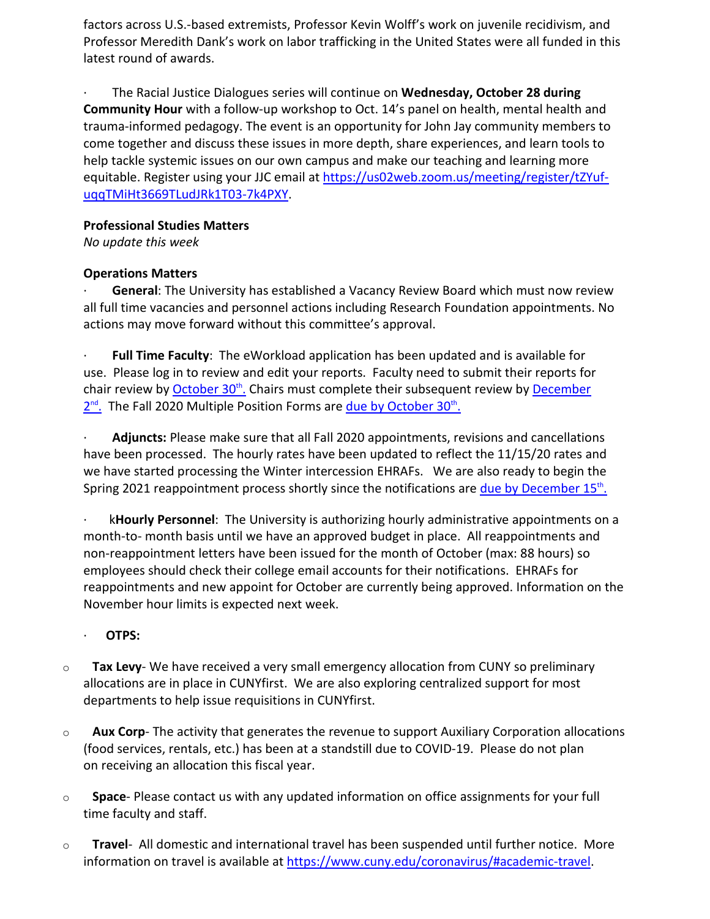factors across U.S.-based extremists, Professor Kevin Wolff's work on juvenile recidivism, and Professor Meredith Dank's work on labor trafficking in the United States were all funded in this latest round of awards.

- The Racial Justice Dialogues series will continue on **Wednesday, October 28 during Community Hour** with a follow-up workshop to Oct. 14's panel on health, mental health and trauma-informed pedagogy. The event is an opportunity for John Jay community members to come together and discuss these issues in more depth, share experiences, and learn tools to help tackle systemic issues on our own campus and make our teaching and learning more equitable. Register using your JJC email at [https://us02web.zoom.us/meeting/register/tZYuf-uqqTMiHt3669TLudJRk1T03-7k4PXY](https://us02web.zoom.us/meeting/register/tZYuf-uqqTMiHt3669TLudJRk1T03-7k4PXY).

**Professional Studies Matters**
*No update this week*

**Operations Matters**

- **General**: The University has established a Vacancy Review Board which must now review all full time vacancies and personnel actions including Research Foundation appointments. No actions may move forward without this committee's approval.

- **Full Time Faculty**: The eWorkload application has been updated and is available for use. Please log in to review and edit your reports. Faculty need to submit their reports for chair review by October 30th. Chairs must complete their subsequent review by December 2nd. The Fall 2020 Multiple Position Forms are due by October 30th.

- **Adjuncts:** Please make sure that all Fall 2020 appointments, revisions and cancellations have been processed. The hourly rates have been updated to reflect the 11/15/20 rates and we have started processing the Winter intercession EHRAFs. We are also ready to begin the Spring 2021 reappointment process shortly since the notifications are due by December 15th.

- k**Hourly Personnel**: The University is authorizing hourly administrative appointments on a month-to- month basis until we have an approved budget in place. All reappointments and non-reappointment letters have been issued for the month of October (max: 88 hours) so employees should check their college email accounts for their notifications. EHRAFs for reappointments and new appoint for October are currently being approved. Information on the November hour limits is expected next week.

- **OTPS:**
  - **Tax Levy**- We have received a very small emergency allocation from CUNY so preliminary allocations are in place in CUNYfirst. We are also exploring centralized support for most departments to help issue requisitions in CUNYfirst.
  - **Aux Corp**- The activity that generates the revenue to support Auxiliary Corporation allocations (food services, rentals, etc.) has been at a standstill due to COVID-19. Please do not plan on receiving an allocation this fiscal year.
  - **Space**- Please contact us with any updated information on office assignments for your full time faculty and staff.
  - **Travel**- All domestic and international travel has been suspended until further notice. More information on travel is available at [https://www.cuny.edu/coronavirus/#academic-travel](https://www.cuny.edu/coronavirus/#academic-travel).